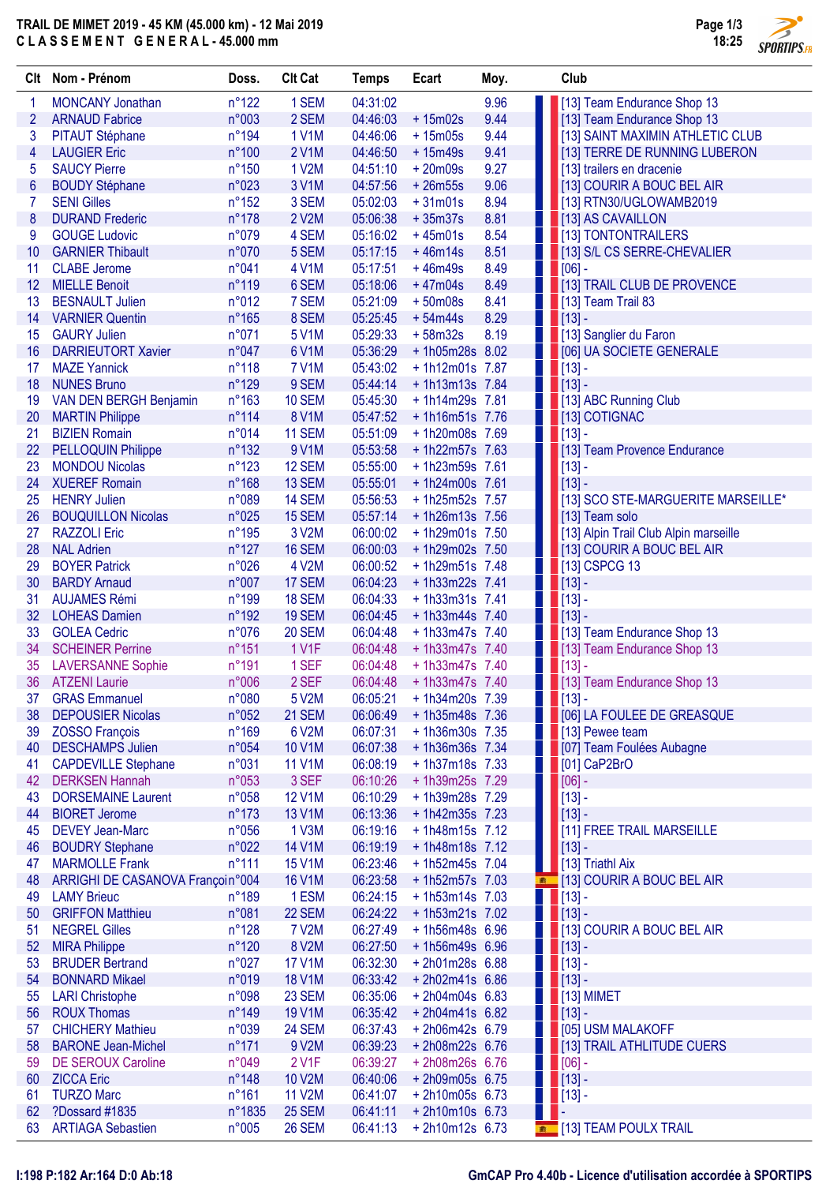# TRAIL DE MIMET 2019 - 45 KM (45.000 km) - 12 Mai 2019

## CLASSEMENT GENERAL - 45.000 mm

| Clt | Nom - Prénom | Doss. | Clt Cat | Temps | Ecart | Moy. | Club |
|---|---|---|---|---|---|---|---|
| 1 | MONCANY Jonathan | n°122 | 1 SEM | 04:31:02 | | 9.96 | [13] Team Endurance Shop 13 |
| 2 | ARNAUD Fabrice | n°003 | 2 SEM | 04:46:03 | + 15m02s | 9.44 | [13] Team Endurance Shop 13 |
| 3 | PITAUT Stéphane | n°194 | 1 V1M | 04:46:06 | + 15m05s | 9.44 | [13] SAINT MAXIMIN ATHLETIC CLUB |
| 4 | LAUGIER Eric | n°100 | 2 V1M | 04:46:50 | + 15m49s | 9.41 | [13] TERRE DE RUNNING LUBERON |
| 5 | SAUCY Pierre | n°150 | 1 V2M | 04:51:10 | + 20m09s | 9.27 | [13] trailers en dracenie |
| 6 | BOUDY Stéphane | n°023 | 3 V1M | 04:57:56 | + 26m55s | 9.06 | [13] COURIR A BOUC BEL AIR |
| 7 | SENI Gilles | n°152 | 3 SEM | 05:02:03 | + 31m01s | 8.94 | [13] RTN30/UGLOWAMB2019 |
| 8 | DURAND Frederic | n°178 | 2 V2M | 05:06:38 | + 35m37s | 8.81 | [13] AS CAVAILLON |
| 9 | GOUGE Ludovic | n°079 | 4 SEM | 05:16:02 | + 45m01s | 8.54 | [13] TONTONTRAILERS |
| 10 | GARNIER Thibault | n°070 | 5 SEM | 05:17:15 | + 46m14s | 8.51 | [13] S/L CS SERRE-CHEVALIER |
| 11 | CLABE Jerome | n°041 | 4 V1M | 05:17:51 | + 46m49s | 8.49 | [06] - |
| 12 | MIELLE Benoit | n°119 | 6 SEM | 05:18:06 | + 47m04s | 8.49 | [13] TRAIL CLUB DE PROVENCE |
| 13 | BESNAULT Julien | n°012 | 7 SEM | 05:21:09 | + 50m08s | 8.41 | [13] Team Trail 83 |
| 14 | VARNIER Quentin | n°165 | 8 SEM | 05:25:45 | + 54m44s | 8.29 | [13] - |
| 15 | GAURY Julien | n°071 | 5 V1M | 05:29:33 | + 58m32s | 8.19 | [13] Sanglier du Faron |
| 16 | DARRIEUTORT Xavier | n°047 | 6 V1M | 05:36:29 | + 1h05m28s | 8.02 | [06] UA SOCIETE GENERALE |
| 17 | MAZE Yannick | n°118 | 7 V1M | 05:43:02 | + 1h12m01s | 7.87 | [13] - |
| 18 | NUNES Bruno | n°129 | 9 SEM | 05:44:14 | + 1h13m13s | 7.84 | [13] - |
| 19 | VAN DEN BERGH Benjamin | n°163 | 10 SEM | 05:45:30 | + 1h14m29s | 7.81 | [13] ABC Running Club |
| 20 | MARTIN Philippe | n°114 | 8 V1M | 05:47:52 | + 1h16m51s | 7.76 | [13] COTIGNAC |
| 21 | BIZIEN Romain | n°014 | 11 SEM | 05:51:09 | + 1h20m08s | 7.69 | [13] - |
| 22 | PELLOQUIN Philippe | n°132 | 9 V1M | 05:53:58 | + 1h22m57s | 7.63 | [13] Team Provence Endurance |
| 23 | MONDOU Nicolas | n°123 | 12 SEM | 05:55:00 | + 1h23m59s | 7.61 | [13] - |
| 24 | XUEREF Romain | n°168 | 13 SEM | 05:55:01 | + 1h24m00s | 7.61 | [13] - |
| 25 | HENRY Julien | n°089 | 14 SEM | 05:56:53 | + 1h25m52s | 7.57 | [13] SCO STE-MARGUERITE MARSEILLE* |
| 26 | BOUQUILLON Nicolas | n°025 | 15 SEM | 05:57:14 | + 1h26m13s | 7.56 | [13] Team solo |
| 27 | RAZZOLI Eric | n°195 | 3 V2M | 06:00:02 | + 1h29m01s | 7.50 | [13] Alpin Trail Club Alpin marseille |
| 28 | NAL Adrien | n°127 | 16 SEM | 06:00:03 | + 1h29m02s | 7.50 | [13] COURIR A BOUC BEL AIR |
| 29 | BOYER Patrick | n°026 | 4 V2M | 06:00:52 | + 1h29m51s | 7.48 | [13] CSPCG 13 |
| 30 | BARDY Arnaud | n°007 | 17 SEM | 06:04:23 | + 1h33m22s | 7.41 | [13] - |
| 31 | AUJAMES Rémi | n°199 | 18 SEM | 06:04:33 | + 1h33m31s | 7.41 | [13] - |
| 32 | LOHEAS Damien | n°192 | 19 SEM | 06:04:45 | + 1h33m44s | 7.40 | [13] - |
| 33 | GOLEA Cedric | n°076 | 20 SEM | 06:04:48 | + 1h33m47s | 7.40 | [13] Team Endurance Shop 13 |
| 34 | SCHEINER Perrine | n°151 | 1 V1F | 06:04:48 | + 1h33m47s | 7.40 | [13] Team Endurance Shop 13 |
| 35 | LAVERSANNE Sophie | n°191 | 1 SEF | 06:04:48 | + 1h33m47s | 7.40 | [13] - |
| 36 | ATZENI Laurie | n°006 | 2 SEF | 06:04:48 | + 1h33m47s | 7.40 | [13] Team Endurance Shop 13 |
| 37 | GRAS Emmanuel | n°080 | 5 V2M | 06:05:21 | + 1h34m20s | 7.39 | [13] - |
| 38 | DEPOUSIER Nicolas | n°052 | 21 SEM | 06:06:49 | + 1h35m48s | 7.36 | [06] LA FOULEE DE GREASQUE |
| 39 | ZOSSO François | n°169 | 6 V2M | 06:07:31 | + 1h36m30s | 7.35 | [13] Pewee team |
| 40 | DESCHAMPS Julien | n°054 | 10 V1M | 06:07:38 | + 1h36m36s | 7.34 | [07] Team Foulées Aubagne |
| 41 | CAPDEVILLE Stephane | n°031 | 11 V1M | 06:08:19 | + 1h37m18s | 7.33 | [01] CaP2BrO |
| 42 | DERKSEN Hannah | n°053 | 3 SEF | 06:10:26 | + 1h39m25s | 7.29 | [06] - |
| 43 | DORSEMAINE Laurent | n°058 | 12 V1M | 06:10:29 | + 1h39m28s | 7.29 | [13] - |
| 44 | BIORET Jerome | n°173 | 13 V1M | 06:13:36 | + 1h42m35s | 7.23 | [13] - |
| 45 | DEVEY Jean-Marc | n°056 | 1 V3M | 06:19:16 | + 1h48m15s | 7.12 | [11] FREE TRAIL MARSEILLE |
| 46 | BOUDRY Stephane | n°022 | 14 V1M | 06:19:19 | + 1h48m18s | 7.12 | [13] - |
| 47 | MARMOLLE Frank | n°111 | 15 V1M | 06:23:46 | + 1h52m45s | 7.04 | [13] Triathl Aix |
| 48 | ARRIGHI DE CASANOVA François | n°004 | 16 V1M | 06:23:58 | + 1h52m57s | 7.03 | [13] COURIR A BOUC BEL AIR |
| 49 | LAMY Brieuc | n°189 | 1 ESM | 06:24:15 | + 1h53m14s | 7.03 | [13] - |
| 50 | GRIFFON Matthieu | n°081 | 22 SEM | 06:24:22 | + 1h53m21s | 7.02 | [13] - |
| 51 | NEGREL Gilles | n°128 | 7 V2M | 06:27:49 | + 1h56m48s | 6.96 | [13] COURIR A BOUC BEL AIR |
| 52 | MIRA Philippe | n°120 | 8 V2M | 06:27:50 | + 1h56m49s | 6.96 | [13] - |
| 53 | BRUDER Bertrand | n°027 | 17 V1M | 06:32:30 | + 2h01m28s | 6.88 | [13] - |
| 54 | BONNARD Mikael | n°019 | 18 V1M | 06:33:42 | + 2h02m41s | 6.86 | [13] - |
| 55 | LARI Christophe | n°098 | 23 SEM | 06:35:06 | + 2h04m04s | 6.83 | [13] MIMET |
| 56 | ROUX Thomas | n°149 | 19 V1M | 06:35:42 | + 2h04m41s | 6.82 | [13] - |
| 57 | CHICHERY Mathieu | n°039 | 24 SEM | 06:37:43 | + 2h06m42s | 6.79 | [05] USM MALAKOFF |
| 58 | BARONE Jean-Michel | n°171 | 9 V2M | 06:39:23 | + 2h08m22s | 6.76 | [13] TRAIL ATHLUTIDE CUERS |
| 59 | DE SEROUX Caroline | n°049 | 2 V1F | 06:39:27 | + 2h08m26s | 6.76 | [06] - |
| 60 | ZICCA Eric | n°148 | 10 V2M | 06:40:06 | + 2h09m05s | 6.75 | [13] - |
| 61 | TURZO Marc | n°161 | 11 V2M | 06:41:07 | + 2h10m05s | 6.73 | [13] - |
| 62 | ?Dossard #1835 | n°1835 | 25 SEM | 06:41:11 | + 2h10m10s | 6.73 | - |
| 63 | ARTIAGA Sebastien | n°005 | 26 SEM | 06:41:13 | + 2h10m12s | 6.73 | [13] TEAM POULX TRAIL |

I:198 P:182 Ar:164 D:0 Ab:18

GmCAP Pro 4.40b - Licence d'utilisation accordée à SPORTIPS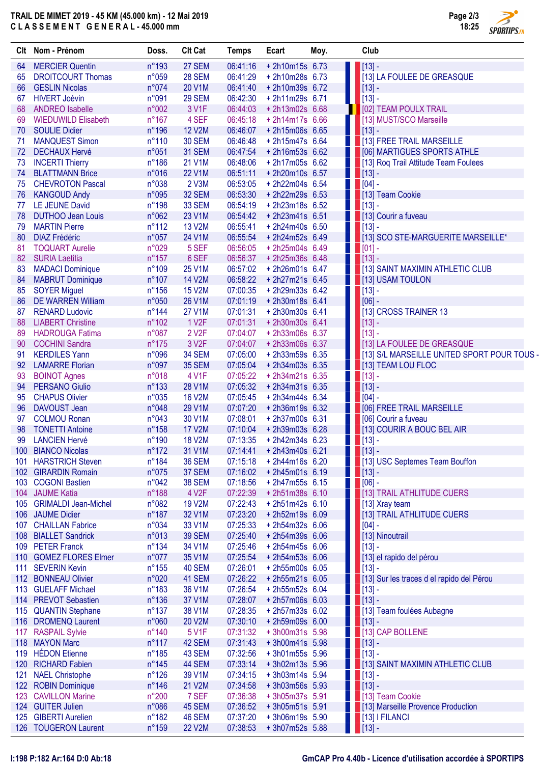# TRAIL DE MIMET 2019 - 45 KM (45.000 km) - 12 Mai 2019

## CLASSEMENT GENERAL - 45.000 mm

| Clt | Nom - Prénom | Doss. | Clt Cat | Temps | Ecart | Moy. | Club |
|---|---|---|---|---|---|---|---|
| 64 | MERCIER Quentin | n°193 | 27 SEM | 06:41:16 | + 2h10m15s | 6.73 | [13] - |
| 65 | DROITCOURT Thomas | n°059 | 28 SEM | 06:41:29 | + 2h10m28s | 6.73 | [13] LA FOULEE DE GREASQUE |
| 66 | GESLIN Nicolas | n°074 | 20 V1M | 06:41:40 | + 2h10m39s | 6.72 | [13] - |
| 67 | HIVERT Joévin | n°091 | 29 SEM | 06:42:30 | + 2h11m29s | 6.71 | [13] - |
| 68 | ANDREO Isabelle | n°002 | 3 V1F | 06:44:03 | + 2h13m02s | 6.68 | [02] TEAM POULX TRAIL |
| 69 | WIEDUWILD Elisabeth | n°167 | 4 SEF | 06:45:18 | + 2h14m17s | 6.66 | [13] MUST/SCO Marseille |
| 70 | SOULIE Didier | n°196 | 12 V2M | 06:46:07 | + 2h15m06s | 6.65 | [13] - |
| 71 | MANQUEST Simon | n°110 | 30 SEM | 06:46:48 | + 2h15m47s | 6.64 | [13] FREE TRAIL MARSEILLE |
| 72 | DECHAUX Hervé | n°051 | 31 SEM | 06:47:54 | + 2h16m53s | 6.62 | [06] MARTIGUES SPORTS ATHLE |
| 73 | INCERTI Thierry | n°186 | 21 V1M | 06:48:06 | + 2h17m05s | 6.62 | [13] Roq Trail Attitude Team Foulees |
| 74 | BLATTMANN Brice | n°016 | 22 V1M | 06:51:11 | + 2h20m10s | 6.57 | [13] - |
| 75 | CHEVROTON Pascal | n°038 | 2 V3M | 06:53:05 | + 2h22m04s | 6.54 | [04] - |
| 76 | KANGOUD Andy | n°095 | 32 SEM | 06:53:30 | + 2h22m29s | 6.53 | [13] Team Cookie |
| 77 | LE JEUNE David | n°198 | 33 SEM | 06:54:19 | + 2h23m18s | 6.52 | [13] - |
| 78 | DUTHOO Jean Louis | n°062 | 23 V1M | 06:54:42 | + 2h23m41s | 6.51 | [13] Courir a fuveau |
| 79 | MARTIN Pierre | n°112 | 13 V2M | 06:55:41 | + 2h24m40s | 6.50 | [13] - |
| 80 | DIAZ Frédéric | n°057 | 24 V1M | 06:55:54 | + 2h24m52s | 6.49 | [13] SCO STE-MARGUERITE MARSEILLE* |
| 81 | TOQUART Aurelie | n°029 | 5 SEF | 06:56:05 | + 2h25m04s | 6.49 | [01] - |
| 82 | SURIA Laetitia | n°157 | 6 SEF | 06:56:37 | + 2h25m36s | 6.48 | [13] - |
| 83 | MADACI Dominique | n°109 | 25 V1M | 06:57:02 | + 2h26m01s | 6.47 | [13] SAINT MAXIMIN ATHLETIC CLUB |
| 84 | MABRUT Dominique | n°107 | 14 V2M | 06:58:22 | + 2h27m21s | 6.45 | [13] USAM TOULON |
| 85 | SOYER Miguel | n°156 | 15 V2M | 07:00:35 | + 2h29m33s | 6.42 | [13] - |
| 86 | DE WARREN William | n°050 | 26 V1M | 07:01:19 | + 2h30m18s | 6.41 | [06] - |
| 87 | RENARD Ludovic | n°144 | 27 V1M | 07:01:31 | + 2h30m30s | 6.41 | [13] CROSS TRAINER 13 |
| 88 | LIABERT Christine | n°102 | 1 V2F | 07:01:31 | + 2h30m30s | 6.41 | [13] - |
| 89 | HADROUGA Fatima | n°087 | 2 V2F | 07:04:07 | + 2h33m06s | 6.37 | [13] - |
| 90 | COCHINI Sandra | n°175 | 3 V2F | 07:04:07 | + 2h33m06s | 6.37 | [13] LA FOULEE DE GREASQUE |
| 91 | KERDILES Yann | n°096 | 34 SEM | 07:05:00 | + 2h33m59s | 6.35 | [13] S/L MARSEILLE UNITED SPORT POUR TOUS - |
| 92 | LAMARRE Florian | n°097 | 35 SEM | 07:05:04 | + 2h34m03s | 6.35 | [13] TEAM LOU FLOC |
| 93 | BOINOT Agnes | n°018 | 4 V1F | 07:05:22 | + 2h34m21s | 6.35 | [13] - |
| 94 | PERSANO Giulio | n°133 | 28 V1M | 07:05:32 | + 2h34m31s | 6.35 | [13] - |
| 95 | CHAPUS Olivier | n°035 | 16 V2M | 07:05:45 | + 2h34m44s | 6.34 | [04] - |
| 96 | DAVOUST Jean | n°048 | 29 V1M | 07:07:20 | + 2h36m19s | 6.32 | [06] FREE TRAIL MARSEILLE |
| 97 | COLMOU Ronan | n°043 | 30 V1M | 07:08:01 | + 2h37m00s | 6.31 | [06] Courir a fuveau |
| 98 | TONETTI Antoine | n°158 | 17 V2M | 07:10:04 | + 2h39m03s | 6.28 | [13] COURIR A BOUC BEL AIR |
| 99 | LANCIEN Hervé | n°190 | 18 V2M | 07:13:35 | + 2h42m34s | 6.23 | [13] - |
| 100 | BIANCO Nicolas | n°172 | 31 V1M | 07:14:41 | + 2h43m40s | 6.21 | [13] - |
| 101 | HARSTRICH Steven | n°184 | 36 SEM | 07:15:18 | + 2h44m16s | 6.20 | [13] USC Septemes Team Bouffon |
| 102 | GIRARDIN Romain | n°075 | 37 SEM | 07:16:02 | + 2h45m01s | 6.19 | [13] - |
| 103 | COGONI Bastien | n°042 | 38 SEM | 07:18:56 | + 2h47m55s | 6.15 | [06] - |
| 104 | JAUME Katia | n°188 | 4 V2F | 07:22:39 | + 2h51m38s | 6.10 | [13] TRAIL ATHLITUDE CUERS |
| 105 | GRIMALDI Jean-Michel | n°082 | 19 V2M | 07:22:43 | + 2h51m42s | 6.10 | [13] Xray team |
| 106 | JAUME Didier | n°187 | 32 V1M | 07:23:20 | + 2h52m19s | 6.09 | [13] TRAIL ATHLITUDE CUERS |
| 107 | CHAILLAN Fabrice | n°034 | 33 V1M | 07:25:33 | + 2h54m32s | 6.06 | [04] - |
| 108 | BIALLET Sandrick | n°013 | 39 SEM | 07:25:40 | + 2h54m39s | 6.06 | [13] Ninoutrail |
| 109 | PETER Franck | n°134 | 34 V1M | 07:25:46 | + 2h54m45s | 6.06 | [13] - |
| 110 | GOMEZ FLORES Elmer | n°077 | 35 V1M | 07:25:54 | + 2h54m53s | 6.06 | [13] el rapido del pérou |
| 111 | SEVERIN Kevin | n°155 | 40 SEM | 07:26:01 | + 2h55m00s | 6.05 | [13] - |
| 112 | BONNEAU Olivier | n°020 | 41 SEM | 07:26:22 | + 2h55m21s | 6.05 | [13] Sur les traces d el rapido del Pérou |
| 113 | GUELAFF Michael | n°183 | 36 V1M | 07:26:54 | + 2h55m52s | 6.04 | [13] - |
| 114 | PREVOT Sebastien | n°136 | 37 V1M | 07:28:07 | + 2h57m06s | 6.03 | [13] - |
| 115 | QUANTIN Stephane | n°137 | 38 V1M | 07:28:35 | + 2h57m33s | 6.02 | [13] Team foulées Aubagne |
| 116 | DROMENQ Laurent | n°060 | 20 V2M | 07:30:10 | + 2h59m09s | 6.00 | [13] - |
| 117 | RASPAIL Sylvie | n°140 | 5 V1F | 07:31:32 | + 3h00m31s | 5.98 | [13] CAP BOLLENE |
| 118 | MAYON Marc | n°117 | 42 SEM | 07:31:43 | + 3h00m41s | 5.98 | [13] - |
| 119 | HÉDON Etienne | n°185 | 43 SEM | 07:32:56 | + 3h01m55s | 5.96 | [13] - |
| 120 | RICHARD Fabien | n°145 | 44 SEM | 07:33:14 | + 3h02m13s | 5.96 | [13] SAINT MAXIMIN ATHLETIC CLUB |
| 121 | NAEL Christophe | n°126 | 39 V1M | 07:34:15 | + 3h03m14s | 5.94 | [13] - |
| 122 | ROBIN Dominique | n°146 | 21 V2M | 07:34:58 | + 3h03m56s | 5.93 | [13] - |
| 123 | CAVILLON Marine | n°200 | 7 SEF | 07:36:38 | + 3h05m37s | 5.91 | [13] Team Cookie |
| 124 | GUITER Julien | n°086 | 45 SEM | 07:36:52 | + 3h05m51s | 5.91 | [13] Marseille Provence Production |
| 125 | GIBERTI Aurelien | n°182 | 46 SEM | 07:37:20 | + 3h06m19s | 5.90 | [13] I FILANCI |
| 126 | TOUGERON Laurent | n°159 | 22 V2M | 07:38:53 | + 3h07m52s | 5.88 | [13] - |

I:198 P:182 Ar:164 D:0 Ab:18

GmCAP Pro 4.40b - Licence d'utilisation accordée à SPORTIPS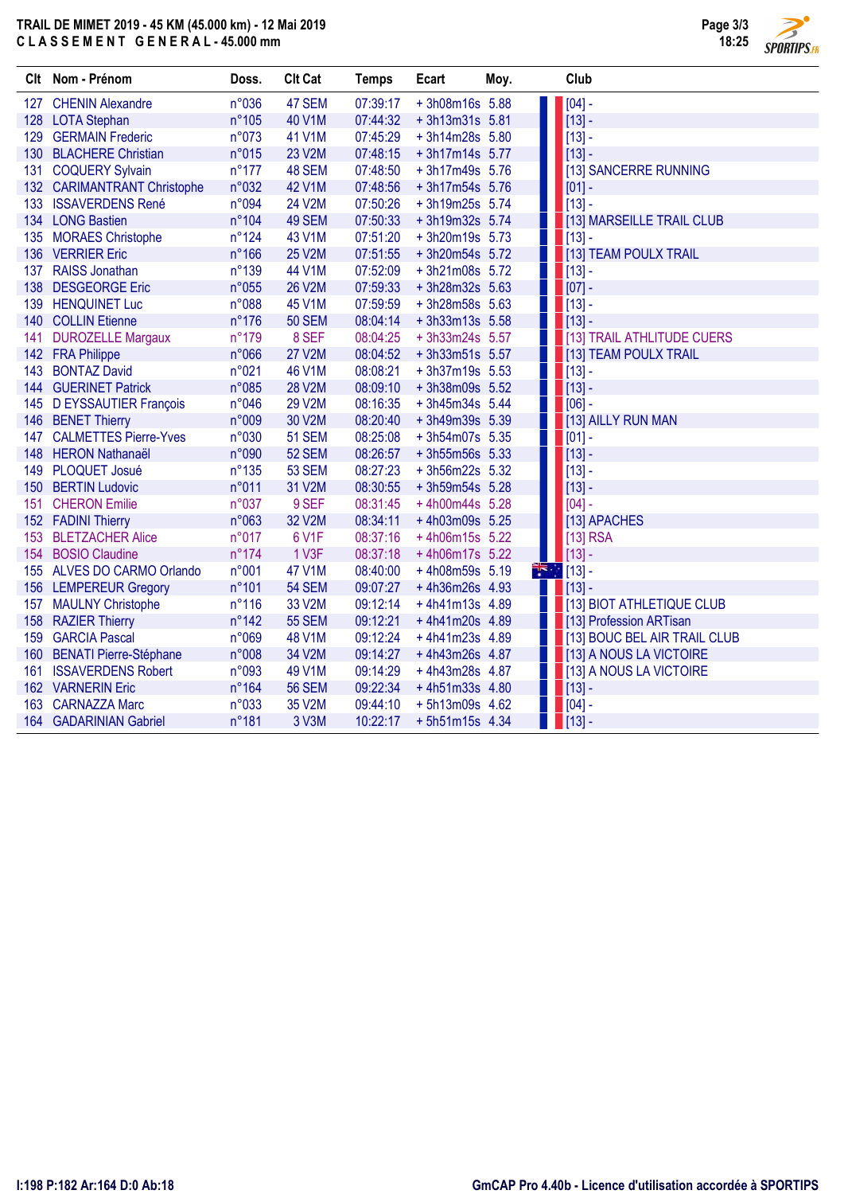# TRAIL DE MIMET 2019 - 45 KM (45.000 km) - 12 Mai 2019

**C L A S S E M E N T   G E N E R A L - 45.000 mm**

| Clt | Nom - Prénom | Doss. | Clt Cat | Temps | Ecart | Moy. | Club |
|---|---|---|---|---|---|---|---|
| 127 | CHENIN Alexandre | n°036 | 47 SEM | 07:39:17 | + 3h08m16s | 5.88 | [04] - |
| 128 | LOTA Stephan | n°105 | 40 V1M | 07:44:32 | + 3h13m31s | 5.81 | [13] - |
| 129 | GERMAIN Frederic | n°073 | 41 V1M | 07:45:29 | + 3h14m28s | 5.80 | [13] - |
| 130 | BLACHERE Christian | n°015 | 23 V2M | 07:48:15 | + 3h17m14s | 5.77 | [13] - |
| 131 | COQUERY Sylvain | n°177 | 48 SEM | 07:48:50 | + 3h17m49s | 5.76 | [13] SANCERRE RUNNING |
| 132 | CARIMANTRANT Christophe | n°032 | 42 V1M | 07:48:56 | + 3h17m54s | 5.76 | [01] - |
| 133 | ISSAVERDENS René | n°094 | 24 V2M | 07:50:26 | + 3h19m25s | 5.74 | [13] - |
| 134 | LONG Bastien | n°104 | 49 SEM | 07:50:33 | + 3h19m32s | 5.74 | [13] MARSEILLE TRAIL CLUB |
| 135 | MORAES Christophe | n°124 | 43 V1M | 07:51:20 | + 3h20m19s | 5.73 | [13] - |
| 136 | VERRIER Eric | n°166 | 25 V2M | 07:51:55 | + 3h20m54s | 5.72 | [13] TEAM POULX TRAIL |
| 137 | RAISS Jonathan | n°139 | 44 V1M | 07:52:09 | + 3h21m08s | 5.72 | [13] - |
| 138 | DESGEORGE Eric | n°055 | 26 V2M | 07:59:33 | + 3h28m32s | 5.63 | [07] - |
| 139 | HENQUINET Luc | n°088 | 45 V1M | 07:59:59 | + 3h28m58s | 5.63 | [13] - |
| 140 | COLLIN Etienne | n°176 | 50 SEM | 08:04:14 | + 3h33m13s | 5.58 | [13] - |
| 141 | DUROZELLE Margaux | n°179 | 8 SEF | 08:04:25 | + 3h33m24s | 5.57 | [13] TRAIL ATHLITUDE CUERS |
| 142 | FRA Philippe | n°066 | 27 V2M | 08:04:52 | + 3h33m51s | 5.57 | [13] TEAM POULX TRAIL |
| 143 | BONTAZ David | n°021 | 46 V1M | 08:08:21 | + 3h37m19s | 5.53 | [13] - |
| 144 | GUERINET Patrick | n°085 | 28 V2M | 08:09:10 | + 3h38m09s | 5.52 | [13] - |
| 145 | D EYSSAUTIER François | n°046 | 29 V2M | 08:16:35 | + 3h45m34s | 5.44 | [06] - |
| 146 | BENET Thierry | n°009 | 30 V2M | 08:20:40 | + 3h49m39s | 5.39 | [13] AILLY RUN MAN |
| 147 | CALMETTES Pierre-Yves | n°030 | 51 SEM | 08:25:08 | + 3h54m07s | 5.35 | [01] - |
| 148 | HERON Nathanaël | n°090 | 52 SEM | 08:26:57 | + 3h55m56s | 5.33 | [13] - |
| 149 | PLOQUET Josué | n°135 | 53 SEM | 08:27:23 | + 3h56m22s | 5.32 | [13] - |
| 150 | BERTIN Ludovic | n°011 | 31 V2M | 08:30:55 | + 3h59m54s | 5.28 | [13] - |
| 151 | CHERON Emilie | n°037 | 9 SEF | 08:31:45 | + 4h00m44s | 5.28 | [04] - |
| 152 | FADINI Thierry | n°063 | 32 V2M | 08:34:11 | + 4h03m09s | 5.25 | [13] APACHES |
| 153 | BLETZACHER Alice | n°017 | 6 V1F | 08:37:16 | + 4h06m15s | 5.22 | [13] RSA |
| 154 | BOSIO Claudine | n°174 | 1 V3F | 08:37:18 | + 4h06m17s | 5.22 | [13] - |
| 155 | ALVES DO CARMO Orlando | n°001 | 47 V1M | 08:40:00 | + 4h08m59s | 5.19 | [13] - |
| 156 | LEMPEREUR Gregory | n°101 | 54 SEM | 09:07:27 | + 4h36m26s | 4.93 | [13] - |
| 157 | MAULNY Christophe | n°116 | 33 V2M | 09:12:14 | + 4h41m13s | 4.89 | [13] BIOT ATHLETIQUE CLUB |
| 158 | RAZIER Thierry | n°142 | 55 SEM | 09:12:21 | + 4h41m20s | 4.89 | [13] Profession ARTisan |
| 159 | GARCIA Pascal | n°069 | 48 V1M | 09:12:24 | + 4h41m23s | 4.89 | [13] BOUC BEL AIR TRAIL CLUB |
| 160 | BENATI Pierre-Stéphane | n°008 | 34 V2M | 09:14:27 | + 4h43m26s | 4.87 | [13] A NOUS LA VICTOIRE |
| 161 | ISSAVERDENS Robert | n°093 | 49 V1M | 09:14:29 | + 4h43m28s | 4.87 | [13] A NOUS LA VICTOIRE |
| 162 | VARNERIN Eric | n°164 | 56 SEM | 09:22:34 | + 4h51m33s | 4.80 | [13] - |
| 163 | CARNAZZA Marc | n°033 | 35 V2M | 09:44:10 | + 5h13m09s | 4.62 | [04] - |
| 164 | GADARINIAN Gabriel | n°181 | 3 V3M | 10:22:17 | + 5h51m15s | 4.34 | [13] - |

I:198 P:182 Ar:164 D:0 Ab:18

GmCAP Pro 4.40b - Licence d'utilisation accordée à SPORTIPS